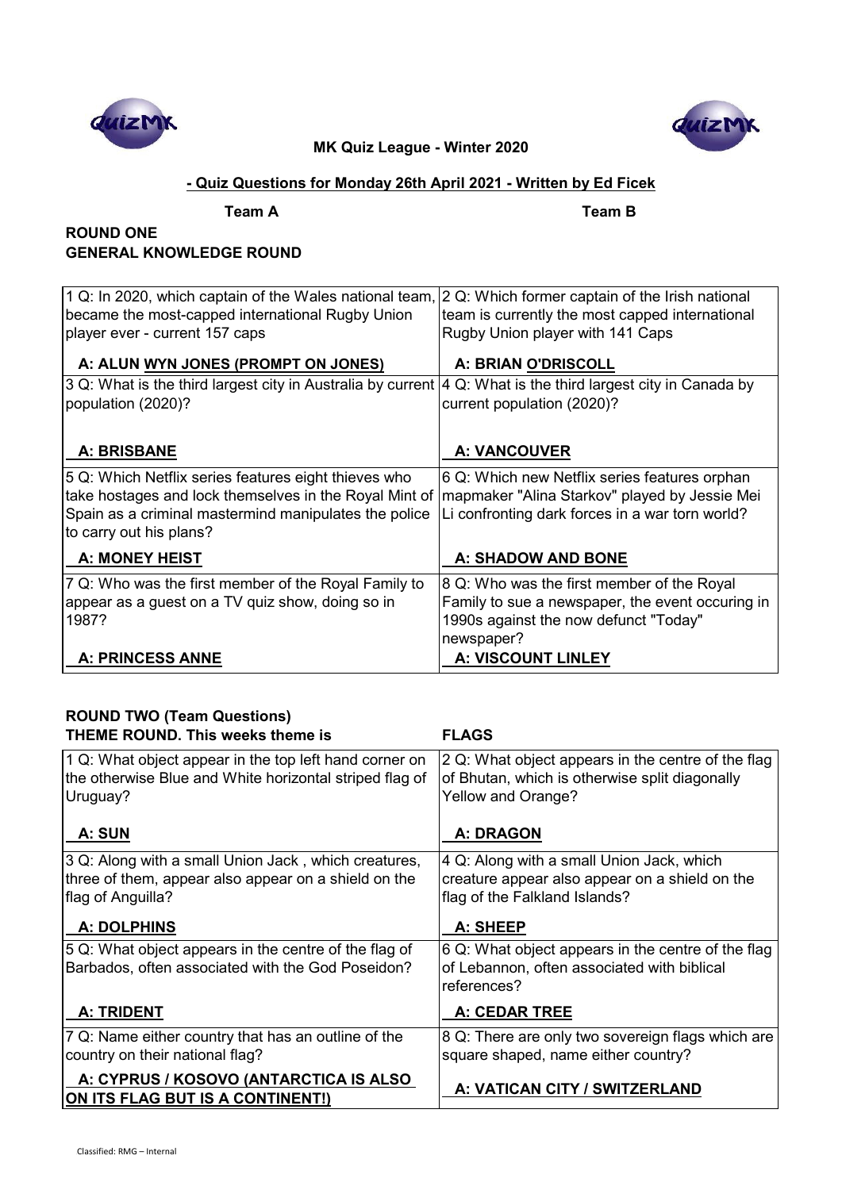**MK Quiz League - Winter 2020**

**- Quiz Questions for Monday 26th April 2021 - Written by Ed Ficek**

**Team A** **Team B**

## ROUND ONE
## GENERAL KNOWLEDGE ROUND

| Team A | Team B |
|---|---|
| 1 Q: In 2020, which captain of the Wales national team, became the most-capped international Rugby Union player ever - current 157 caps<br><br>**A: ALUN WYN JONES (PROMPT ON JONES)** | 2 Q: Which former captain of the Irish national team is currently the most capped international Rugby Union player with 141 Caps<br><br>**A: BRIAN O'DRISCOLL** |
| 3 Q: What is the third largest city in Australia by current population (2020)?<br><br>**A: BRISBANE** | 4 Q: What is the third largest city in Canada by current population (2020)?<br><br>**A: VANCOUVER** |
| 5 Q: Which Netflix series features eight thieves who take hostages and lock themselves in the Royal Mint of Spain as a criminal mastermind manipulates the police to carry out his plans?<br><br>**A: MONEY HEIST** | 6 Q: Which new Netflix series features orphan mapmaker "Alina Starkov" played by Jessie Mei Li confronting dark forces in a war torn world?<br><br>**A: SHADOW AND BONE** |
| 7 Q: Who was the first member of the Royal Family to appear as a guest on a TV quiz show, doing so in 1987?<br><br>**A: PRINCESS ANNE** | 8 Q: Who was the first member of the Royal Family to sue a newspaper, the event occuring in 1990s against the now defunct "Today" newspaper?<br><br>**A: VISCOUNT LINLEY** |

## ROUND TWO (Team Questions)
**THEME ROUND. This weeks theme is FLAGS**

| Team A | Team B |
|---|---|
| 1 Q: What object appear in the top left hand corner on the otherwise Blue and White horizontal striped flag of Uruguay?<br><br>**A: SUN** | 2 Q: What object appears in the centre of the flag of Bhutan, which is otherwise split diagonally Yellow and Orange?<br><br>**A: DRAGON** |
| 3 Q: Along with a small Union Jack , which creatures, three of them, appear also appear on a shield on the flag of Anguilla?<br><br>**A: DOLPHINS** | 4 Q: Along with a small Union Jack, which creature appear also appear on a shield on the flag of the Falkland Islands?<br><br>**A: SHEEP** |
| 5 Q: What object appears in the centre of the flag of Barbados, often associated with the God Poseidon?<br><br>**A: TRIDENT** | 6 Q: What object appears in the centre of the flag of Lebannon, often associated with biblical references?<br><br>**A: CEDAR TREE** |
| 7 Q: Name either country that has an outline of the country on their national flag?<br><br>**A: CYPRUS / KOSOVO (ANTARCTICA IS ALSO ON ITS FLAG BUT IS A CONTINENT!)** | 8 Q: There are only two sovereign flags which are square shaped, name either country?<br><br>**A: VATICAN CITY / SWITZERLAND** |

Classified: RMG – Internal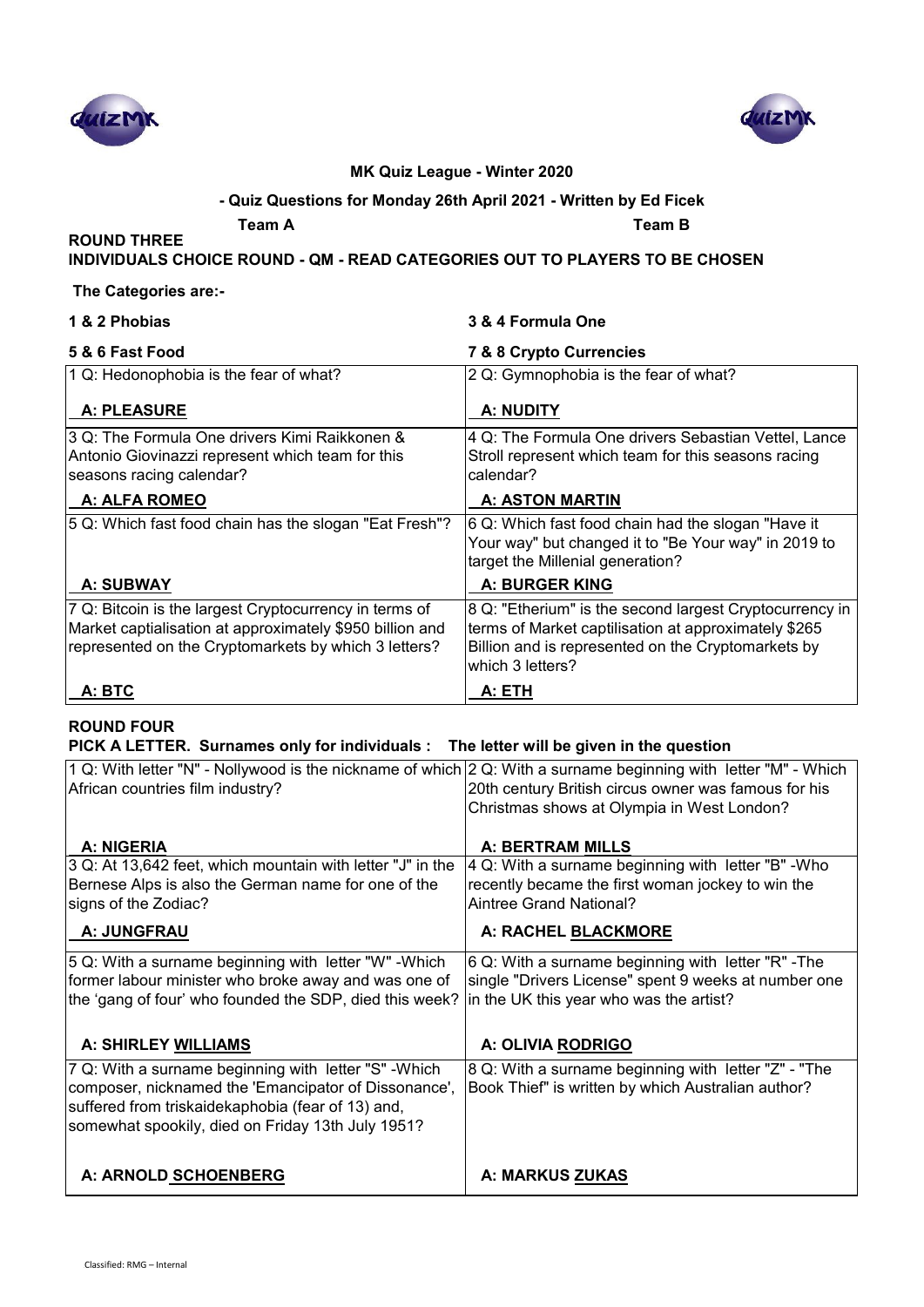**MK Quiz League - Winter 2020**

**- Quiz Questions for Monday 26th April 2021 - Written by Ed Ficek**

**Team A** **Team B**

## ROUND THREE

**INDIVIDUALS CHOICE ROUND - QM - READ CATEGORIES OUT TO PLAYERS TO BE CHOSEN**

**The Categories are:-**

**1 & 2 Phobias** **3 & 4 Formula One**

**5 & 6 Fast Food** **7 & 8 Crypto Currencies**

| Team A | Team B |
|---|---|
| 1 Q: Hedonophobia is the fear of what?<br><br>**A: PLEASURE** | 2 Q: Gymnophobia is the fear of what?<br><br>**A: NUDITY** |
| 3 Q: The Formula One drivers Kimi Raikkonen & Antonio Giovinazzi represent which team for this seasons racing calendar?<br><br>**A: ALFA ROMEO** | 4 Q: The Formula One drivers Sebastian Vettel, Lance Stroll represent which team for this seasons racing calendar?<br><br>**A: ASTON MARTIN** |
| 5 Q: Which fast food chain has the slogan "Eat Fresh"?<br><br>**A: SUBWAY** | 6 Q: Which fast food chain had the slogan "Have it Your way" but changed it to "Be Your way" in 2019 to target the Millenial generation?<br><br>**A: BURGER KING** |
| 7 Q: Bitcoin is the largest Cryptocurrency in terms of Market captialisation at approximately $950 billion and represented on the Cryptomarkets by which 3 letters?<br><br>**A: BTC** | 8 Q: "Etherium" is the second largest Cryptocurrency in terms of Market captilisation at approximately $265 Billion and is represented on the Cryptomarkets by which 3 letters?<br><br>**A: ETH** |

## ROUND FOUR

**PICK A LETTER. Surnames only for individuals : The letter will be given in the question**

| Team A | Team B |
|---|---|
| 1 Q: With letter "N" - Nollywood is the nickname of which African countries film industry?<br><br>**A: NIGERIA** | 2 Q: With a surname beginning with letter "M" - Which 20th century British circus owner was famous for his Christmas shows at Olympia in West London?<br><br>**A: BERTRAM MILLS** |
| 3 Q: At 13,642 feet, which mountain with letter "J" in the Bernese Alps is also the German name for one of the signs of the Zodiac?<br><br>**A: JUNGFRAU** | 4 Q: With a surname beginning with letter "B" -Who recently became the first woman jockey to win the Aintree Grand National?<br><br>**A: RACHEL BLACKMORE** |
| 5 Q: With a surname beginning with letter "W" -Which former labour minister who broke away and was one of the 'gang of four' who founded the SDP, died this week?<br><br>**A: SHIRLEY WILLIAMS** | 6 Q: With a surname beginning with letter "R" -The single "Drivers License" spent 9 weeks at number one in the UK this year who was the artist?<br><br>**A: OLIVIA RODRIGO** |
| 7 Q: With a surname beginning with letter "S" -Which composer, nicknamed the 'Emancipator of Dissonance', suffered from triskaidekaphobia (fear of 13) and, somewhat spookily, died on Friday 13th July 1951?<br><br>**A: ARNOLD SCHOENBERG** | 8 Q: With a surname beginning with letter "Z" - "The Book Thief" is written by which Australian author?<br><br>**A: MARKUS ZUKAS** |

Classified: RMG – Internal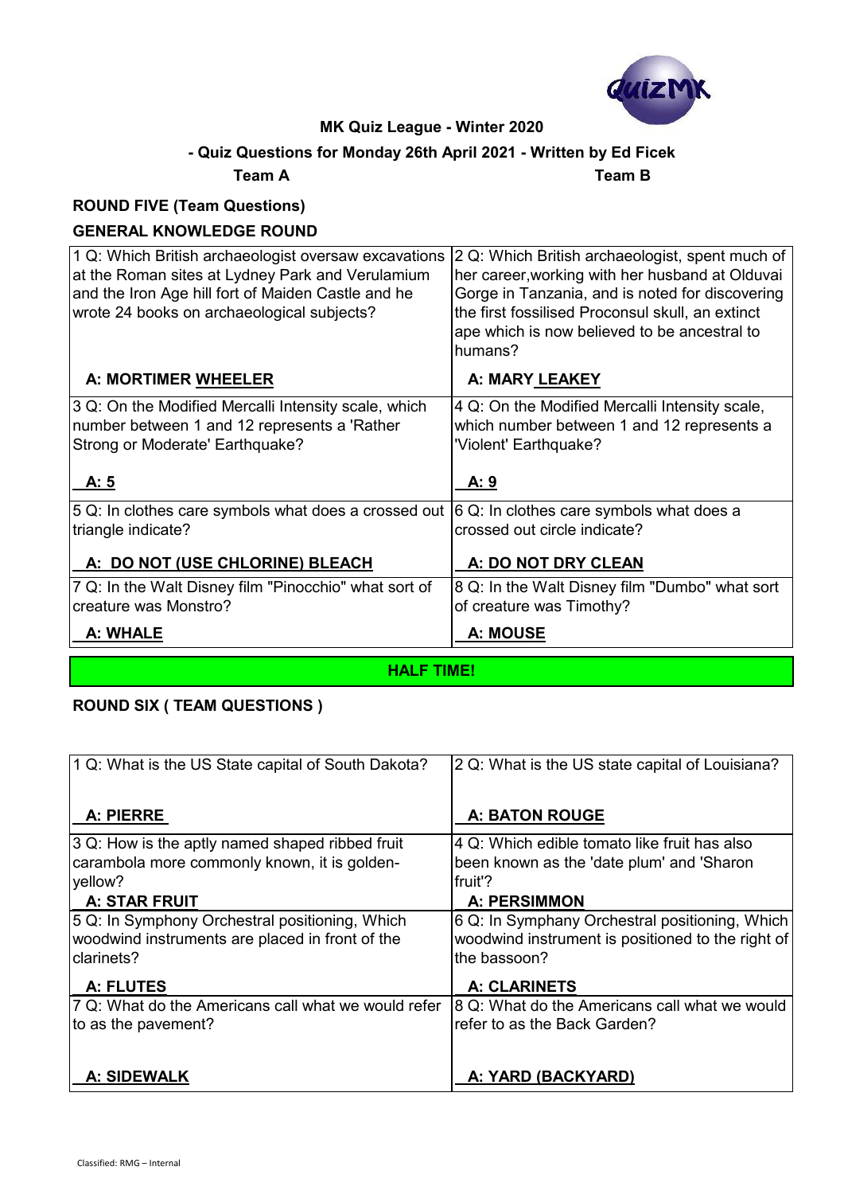**MK Quiz League - Winter 2020**

**- Quiz Questions for Monday 26th April 2021 - Written by Ed Ficek**

**Team A** **Team B**

## ROUND FIVE (Team Questions)

### GENERAL KNOWLEDGE ROUND

| Team A | Team B |
|---|---|
| 1 Q: Which British archaeologist oversaw excavations at the Roman sites at Lydney Park and Verulamium and the Iron Age hill fort of Maiden Castle and he wrote 24 books on archaeological subjects?<br><br>**A: MORTIMER WHEELER** | 2 Q: Which British archaeologist, spent much of her career,working with her husband at Olduvai Gorge in Tanzania, and is noted for discovering the first fossilised Proconsul skull, an extinct ape which is now believed to be ancestral to humans?<br><br>**A: MARY LEAKEY** |
| 3 Q: On the Modified Mercalli Intensity scale, which number between 1 and 12 represents a 'Rather Strong or Moderate' Earthquake?<br><br>**A: 5** | 4 Q: On the Modified Mercalli Intensity scale, which number between 1 and 12 represents a 'Violent' Earthquake?<br><br>**A: 9** |
| 5 Q: In clothes care symbols what does a crossed out triangle indicate?<br><br>**A: DO NOT (USE CHLORINE) BLEACH** | 6 Q: In clothes care symbols what does a crossed out circle indicate?<br><br>**A: DO NOT DRY CLEAN** |
| 7 Q: In the Walt Disney film "Pinocchio" what sort of creature was Monstro?<br><br>**A: WHALE** | 8 Q: In the Walt Disney film "Dumbo" what sort of creature was Timothy?<br><br>**A: MOUSE** |

**HALF TIME!**

## ROUND SIX ( TEAM QUESTIONS )

| Team A | Team B |
|---|---|
| 1 Q: What is the US State capital of South Dakota?<br><br>**A: PIERRE** | 2 Q: What is the US state capital of Louisiana?<br><br>**A: BATON ROUGE** |
| 3 Q: How is the aptly named shaped ribbed fruit carambola more commonly known, it is golden-yellow?<br><br>**A: STAR FRUIT** | 4 Q: Which edible tomato like fruit has also been known as the 'date plum' and 'Sharon fruit'?<br><br>**A: PERSIMMON** |
| 5 Q: In Symphony Orchestral positioning, Which woodwind instruments are placed in front of the clarinets?<br><br>**A: FLUTES** | 6 Q: In Symphany Orchestral positioning, Which woodwind instrument is positioned to the right of the bassoon?<br><br>**A: CLARINETS** |
| 7 Q: What do the Americans call what we would refer to as the pavement?<br><br>**A: SIDEWALK** | 8 Q: What do the Americans call what we would refer to as the Back Garden?<br><br>**A: YARD (BACKYARD)** |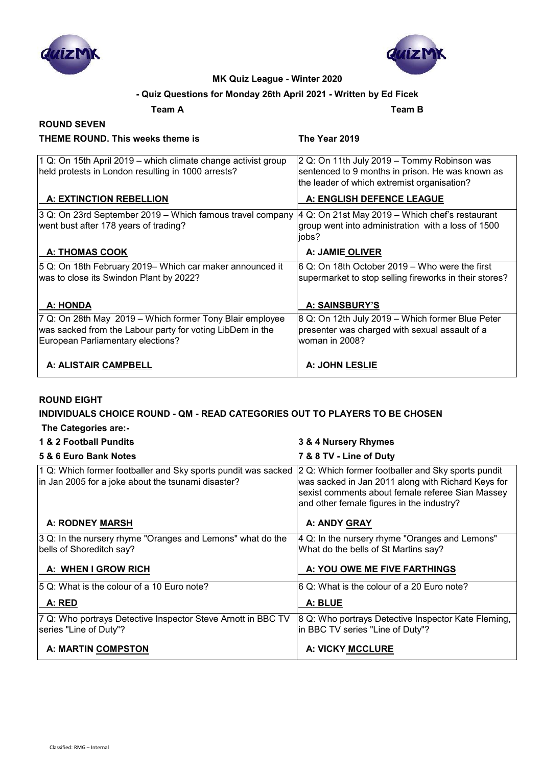**MK Quiz League - Winter 2020**

**- Quiz Questions for Monday 26th April 2021 - Written by Ed Ficek**

**Team A** | **Team B**

## ROUND SEVEN

**THEME ROUND. This weeks theme is** **The Year 2019**

| Team A | Team B |
|---|---|
| 1 Q: On 15th April 2019 – which climate change activist group held protests in London resulting in 1000 arrests?<br><br>**A: EXTINCTION REBELLION** | 2 Q: On 11th July 2019 – Tommy Robinson was sentenced to 9 months in prison. He was known as the leader of which extremist organisation?<br><br>**A: ENGLISH DEFENCE LEAGUE** |
| 3 Q: On 23rd September 2019 – Which famous travel company went bust after 178 years of trading?<br><br>**A: THOMAS COOK** | 4 Q: On 21st May 2019 – Which chef's restaurant group went into administration with a loss of 1500 jobs?<br><br>**A: JAMIE OLIVER** |
| 5 Q: On 18th February 2019– Which car maker announced it was to close its Swindon Plant by 2022?<br><br>**A: HONDA** | 6 Q: On 18th October 2019 – Who were the first supermarket to stop selling fireworks in their stores?<br><br>**A: SAINSBURY'S** |
| 7 Q: On 28th May 2019 – Which former Tony Blair employee was sacked from the Labour party for voting LibDem in the European Parliamentary elections?<br><br>**A: ALISTAIR CAMPBELL** | 8 Q: On 12th July 2019 – Which former Blue Peter presenter was charged with sexual assault of a woman in 2008?<br><br>**A: JOHN LESLIE** |

## ROUND EIGHT

**INDIVIDUALS CHOICE ROUND - QM - READ CATEGORIES OUT TO PLAYERS TO BE CHOSEN**

**The Categories are:-**

**1 & 2 Football Pundits** | **3 & 4 Nursery Rhymes**

**5 & 6 Euro Bank Notes** | **7 & 8 TV - Line of Duty**

| Team A | Team B |
|---|---|
| 1 Q: Which former footballer and Sky sports pundit was sacked in Jan 2005 for a joke about the tsunami disaster?<br><br>**A: RODNEY MARSH** | 2 Q: Which former footballer and Sky sports pundit was sacked in Jan 2011 along with Richard Keys for sexist comments about female referee Sian Massey and other female figures in the industry?<br><br>**A: ANDY GRAY** |
| 3 Q: In the nursery rhyme "Oranges and Lemons" what do the bells of Shoreditch say?<br><br>**A: WHEN I GROW RICH** | 4 Q: In the nursery rhyme "Oranges and Lemons" What do the bells of St Martins say?<br><br>**A: YOU OWE ME FIVE FARTHINGS** |
| 5 Q: What is the colour of a 10 Euro note?<br><br>**A: RED** | 6 Q: What is the colour of a 20 Euro note?<br><br>**A: BLUE** |
| 7 Q: Who portrays Detective Inspector Steve Arnott in BBC TV series "Line of Duty"?<br><br>**A: MARTIN COMPSTON** | 8 Q: Who portrays Detective Inspector Kate Fleming, in BBC TV series "Line of Duty"?<br><br>**A: VICKY MCCLURE** |

Classified: RMG – Internal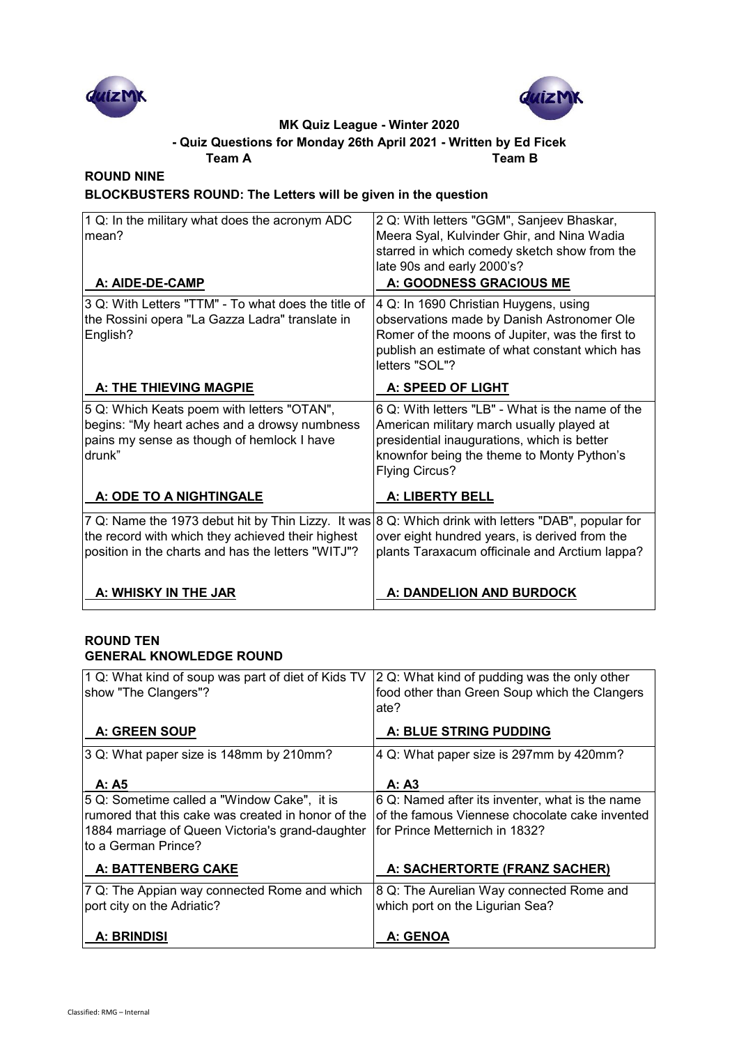**MK Quiz League - Winter 2020**

**- Quiz Questions for Monday 26th April 2021 - Written by Ed Ficek**

**Team A** **Team B**

**ROUND NINE**

**BLOCKBUSTERS ROUND: The Letters will be given in the question**

| Team A | Team B |
|---|---|
| 1 Q: In the military what does the acronym ADC mean?<br><br>**A: AIDE-DE-CAMP** | 2 Q: With letters "GGM", Sanjeev Bhaskar, Meera Syal, Kulvinder Ghir, and Nina Wadia starred in which comedy sketch show from the late 90s and early 2000's?<br><br>**A: GOODNESS GRACIOUS ME** |
| 3 Q: With Letters "TTM" - To what does the title of the Rossini opera "La Gazza Ladra" translate in English?<br><br>**A: THE THIEVING MAGPIE** | 4 Q: In 1690 Christian Huygens, using observations made by Danish Astronomer Ole Romer of the moons of Jupiter, was the first to publish an estimate of what constant which has letters "SOL"?<br><br>**A: SPEED OF LIGHT** |
| 5 Q: Which Keats poem with letters "OTAN", begins: "My heart aches and a drowsy numbness pains my sense as though of hemlock I have drunk"<br><br>**A: ODE TO A NIGHTINGALE** | 6 Q: With letters "LB" - What is the name of the American military march usually played at presidential inaugurations, which is better knownfor being the theme to Monty Python's Flying Circus?<br><br>**A: LIBERTY BELL** |
| 7 Q: Name the 1973 debut hit by Thin Lizzy. It was the record with which they achieved their highest position in the charts and has the letters "WITJ"?<br><br>**A: WHISKY IN THE JAR** | 8 Q: Which drink with letters "DAB", popular for over eight hundred years, is derived from the plants Taraxacum officinale and Arctium lappa?<br><br>**A: DANDELION AND BURDOCK** |

**ROUND TEN**

**GENERAL KNOWLEDGE ROUND**

| Team A | Team B |
|---|---|
| 1 Q: What kind of soup was part of diet of Kids TV show "The Clangers"?<br><br>**A: GREEN SOUP** | 2 Q: What kind of pudding was the only other food other than Green Soup which the Clangers ate?<br><br>**A: BLUE STRING PUDDING** |
| 3 Q: What paper size is 148mm by 210mm?<br><br>**A: A5** | 4 Q: What paper size is 297mm by 420mm?<br><br>**A: A3** |
| 5 Q: Sometime called a "Window Cake", it is rumored that this cake was created in honor of the 1884 marriage of Queen Victoria's grand-daughter to a German Prince?<br><br>**A: BATTENBERG CAKE** | 6 Q: Named after its inventer, what is the name of the famous Viennese chocolate cake invented for Prince Metternich in 1832?<br><br>**A: SACHERTORTE (FRANZ SACHER)** |
| 7 Q: The Appian way connected Rome and which port city on the Adriatic?<br><br>**A: BRINDISI** | 8 Q: The Aurelian Way connected Rome and which port on the Ligurian Sea?<br><br>**A: GENOA** |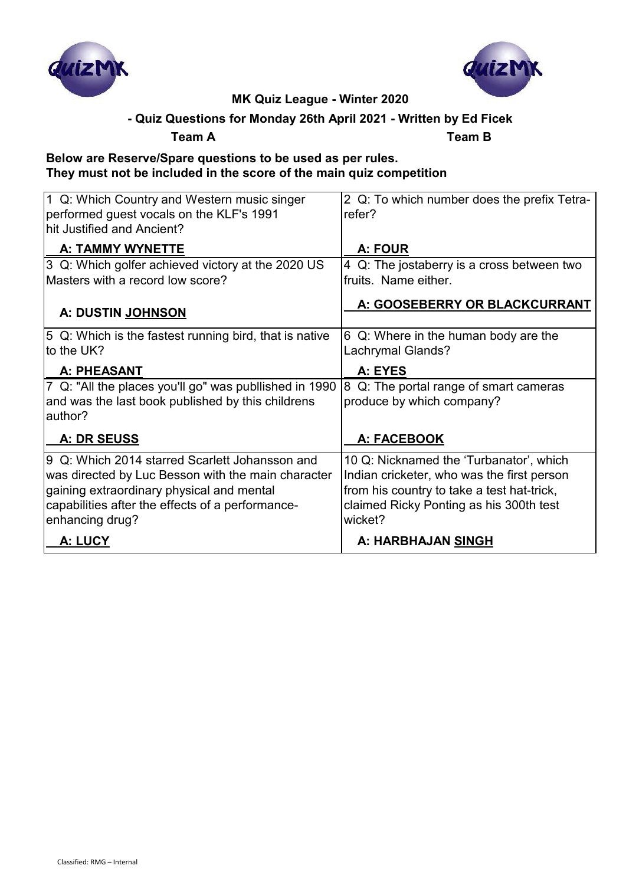**MK Quiz League - Winter 2020**

**- Quiz Questions for Monday 26th April 2021 - Written by Ed Ficek**

**Team A** **Team B**

**Below are Reserve/Spare questions to be used as per rules.**
**They must not be included in the score of the main quiz competition**

| | |
|---|---|
| 1 Q: Which Country and Western music singer performed guest vocals on the KLF's 1991 hit Justified and Ancient?<br><br>**A: TAMMY WYNETTE** | 2 Q: To which number does the prefix Tetra- refer?<br><br>**A: FOUR** |
| 3 Q: Which golfer achieved victory at the 2020 US Masters with a record low score?<br><br>**A: DUSTIN JOHNSON** | 4 Q: The jostaberry is a cross between two fruits. Name either.<br><br>**A: GOOSEBERRY OR BLACKCURRANT** |
| 5 Q: Which is the fastest running bird, that is native to the UK?<br><br>**A: PHEASANT** | 6 Q: Where in the human body are the Lachrymal Glands?<br><br>**A: EYES** |
| 7 Q: "All the places you'll go" was publlished in 1990 and was the last book published by this childrens author?<br><br>**A: DR SEUSS** | 8 Q: The portal range of smart cameras produce by which company?<br><br>**A: FACEBOOK** |
| 9 Q: Which 2014 starred Scarlett Johansson and was directed by Luc Besson with the main character gaining extraordinary physical and mental capabilities after the effects of a performance-enhancing drug?<br><br>**A: LUCY** | 10 Q: Nicknamed the 'Turbanator', which Indian cricketer, who was the first person from his country to take a test hat-trick, claimed Ricky Ponting as his 300th test wicket?<br><br>**A: HARBHAJAN SINGH** |

Classified: RMG – Internal